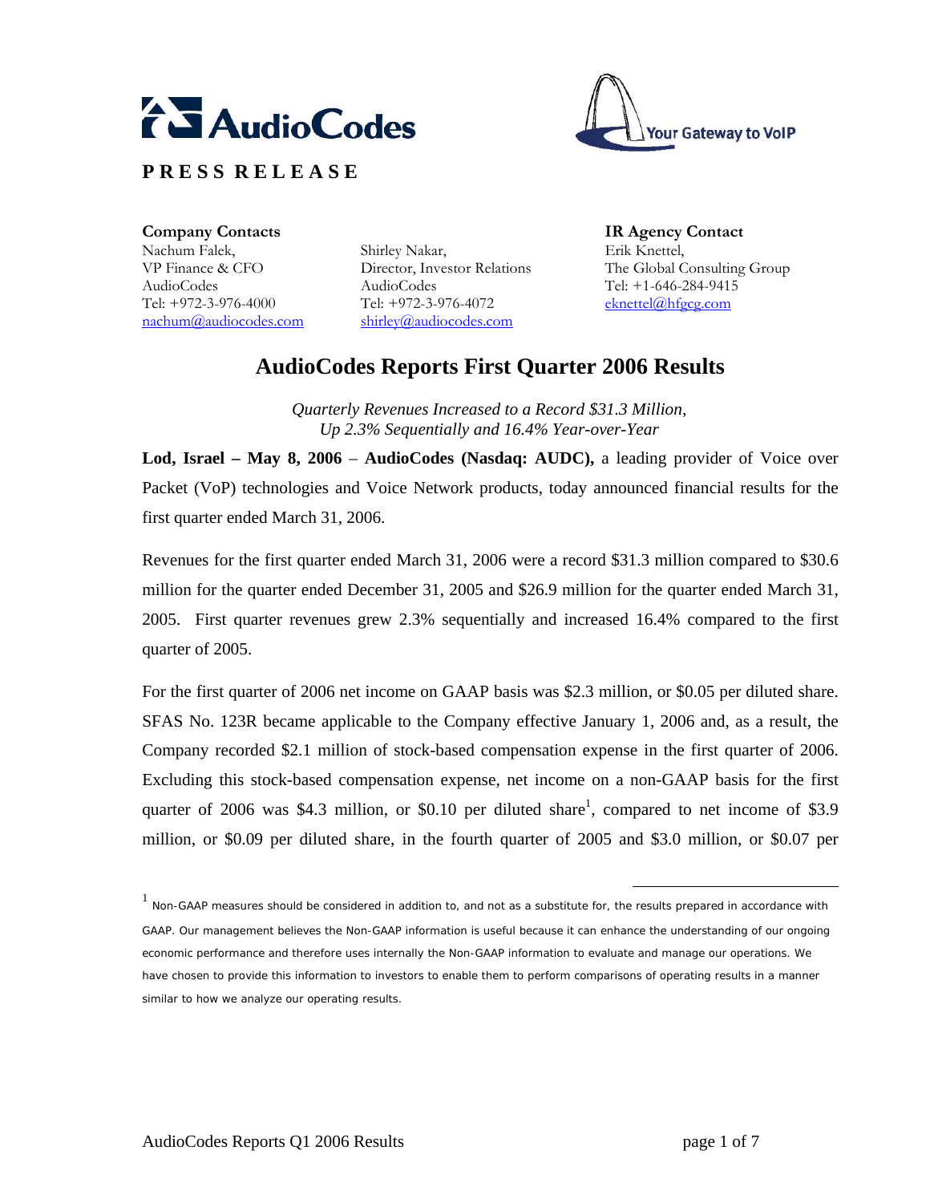AudioCodes

Your Gateway to VoIP

**PRESS RELEASE**

**Company Contacts**
Nachum Falek,
VP Finance & CFO
AudioCodes
Tel: +972-3-976-4000
nachum@audiocodes.com

Shirley Nakar,
Director, Investor Relations
AudioCodes
Tel: +972-3-976-4072
shirley@audiocodes.com

**IR Agency Contact**
Erik Knettel,
The Global Consulting Group
Tel: +1-646-284-9415
eknettel@hfgcg.com

# AudioCodes Reports First Quarter 2006 Results

*Quarterly Revenues Increased to a Record $31.3 Million,*
*Up 2.3% Sequentially and 16.4% Year-over-Year*

**Lod, Israel – May 8, 2006** – **AudioCodes (Nasdaq: AUDC),** a leading provider of Voice over Packet (VoP) technologies and Voice Network products, today announced financial results for the first quarter ended March 31, 2006.

Revenues for the first quarter ended March 31, 2006 were a record $31.3 million compared to $30.6 million for the quarter ended December 31, 2005 and $26.9 million for the quarter ended March 31, 2005. First quarter revenues grew 2.3% sequentially and increased 16.4% compared to the first quarter of 2005.

For the first quarter of 2006 net income on GAAP basis was $2.3 million, or $0.05 per diluted share. SFAS No. 123R became applicable to the Company effective January 1, 2006 and, as a result, the Company recorded $2.1 million of stock-based compensation expense in the first quarter of 2006. Excluding this stock-based compensation expense, net income on a non-GAAP basis for the first quarter of 2006 was $4.3 million, or $0.10 per diluted share[1], compared to net income of $3.9 million, or $0.09 per diluted share, in the fourth quarter of 2005 and $3.0 million, or $0.07 per

[1] Non-GAAP measures should be considered in addition to, and not as a substitute for, the results prepared in accordance with GAAP. Our management believes the Non-GAAP information is useful because it can enhance the understanding of our ongoing economic performance and therefore uses internally the Non-GAAP information to evaluate and manage our operations. We have chosen to provide this information to investors to enable them to perform comparisons of operating results in a manner similar to how we analyze our operating results.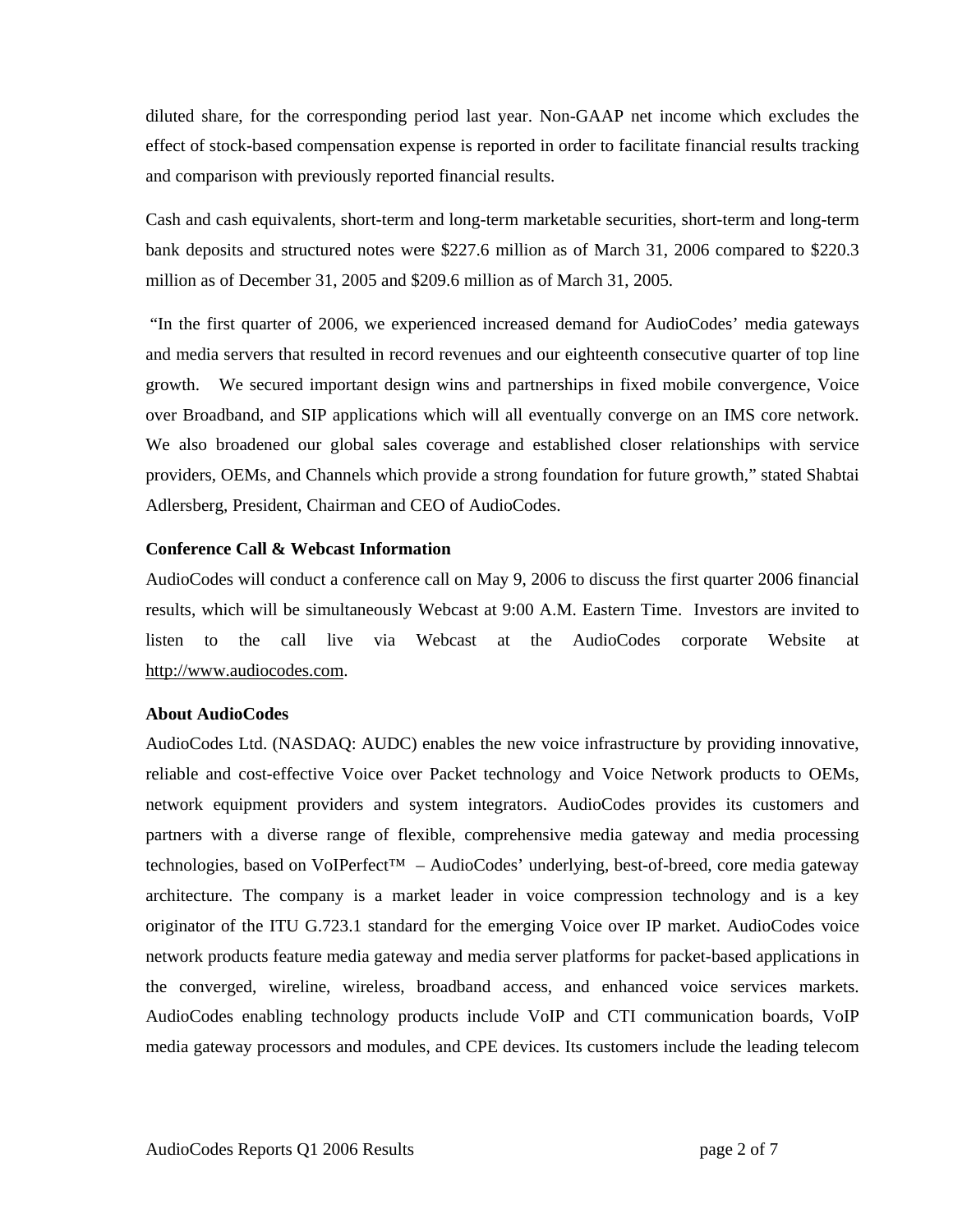diluted share, for the corresponding period last year. Non-GAAP net income which excludes the effect of stock-based compensation expense is reported in order to facilitate financial results tracking and comparison with previously reported financial results.

Cash and cash equivalents, short-term and long-term marketable securities, short-term and long-term bank deposits and structured notes were $227.6 million as of March 31, 2006 compared to $220.3 million as of December 31, 2005 and $209.6 million as of March 31, 2005.

"In the first quarter of 2006, we experienced increased demand for AudioCodes' media gateways and media servers that resulted in record revenues and our eighteenth consecutive quarter of top line growth. We secured important design wins and partnerships in fixed mobile convergence, Voice over Broadband, and SIP applications which will all eventually converge on an IMS core network. We also broadened our global sales coverage and established closer relationships with service providers, OEMs, and Channels which provide a strong foundation for future growth," stated Shabtai Adlersberg, President, Chairman and CEO of AudioCodes.

**Conference Call & Webcast Information**

AudioCodes will conduct a conference call on May 9, 2006 to discuss the first quarter 2006 financial results, which will be simultaneously Webcast at 9:00 A.M. Eastern Time. Investors are invited to listen to the call live via Webcast at the AudioCodes corporate Website at http://www.audiocodes.com.

**About AudioCodes**

AudioCodes Ltd. (NASDAQ: AUDC) enables the new voice infrastructure by providing innovative, reliable and cost-effective Voice over Packet technology and Voice Network products to OEMs, network equipment providers and system integrators. AudioCodes provides its customers and partners with a diverse range of flexible, comprehensive media gateway and media processing technologies, based on VoIPerfect™ – AudioCodes' underlying, best-of-breed, core media gateway architecture. The company is a market leader in voice compression technology and is a key originator of the ITU G.723.1 standard for the emerging Voice over IP market. AudioCodes voice network products feature media gateway and media server platforms for packet-based applications in the converged, wireline, wireless, broadband access, and enhanced voice services markets. AudioCodes enabling technology products include VoIP and CTI communication boards, VoIP media gateway processors and modules, and CPE devices. Its customers include the leading telecom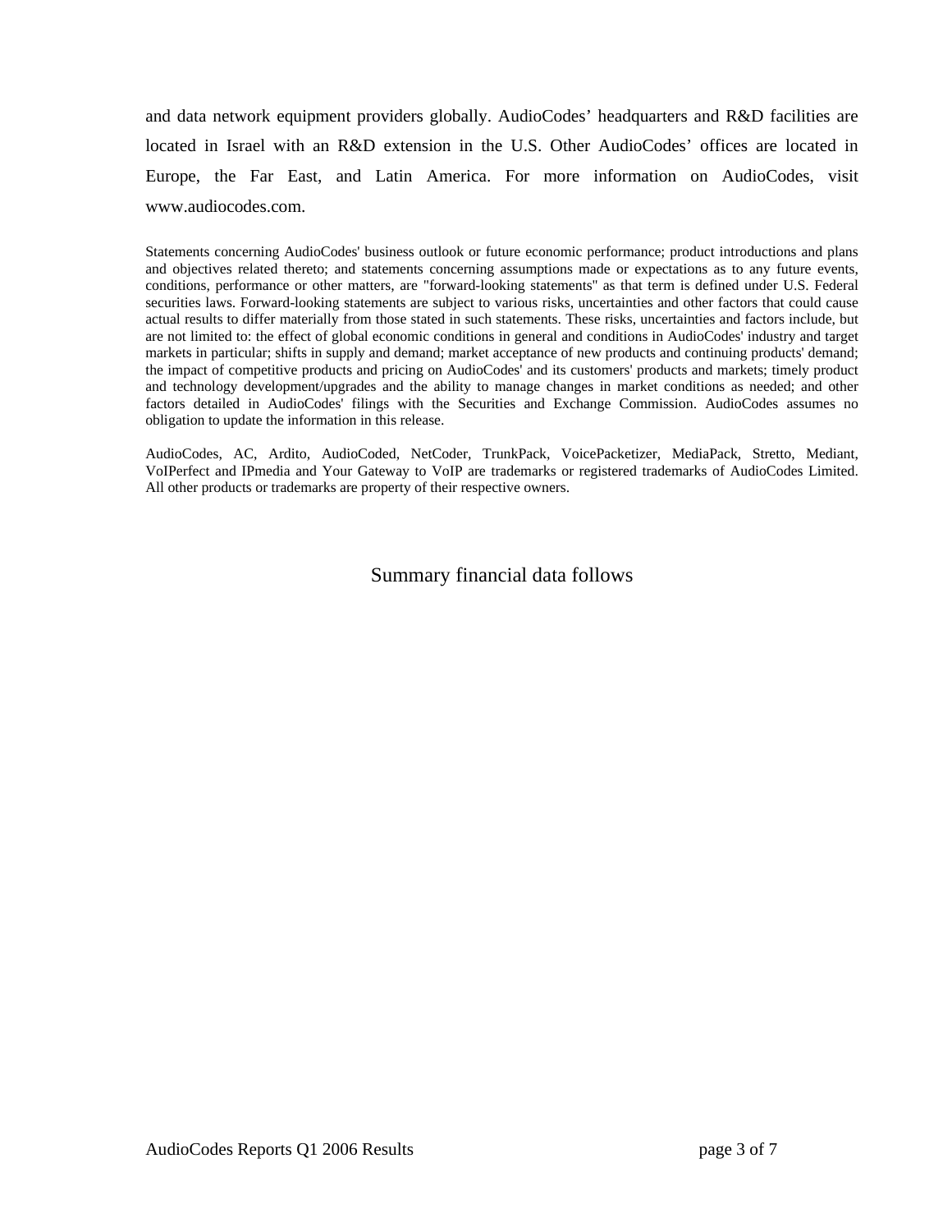and data network equipment providers globally. AudioCodes' headquarters and R&D facilities are located in Israel with an R&D extension in the U.S. Other AudioCodes' offices are located in Europe, the Far East, and Latin America. For more information on AudioCodes, visit www.audiocodes.com.

Statements concerning AudioCodes' business outlook or future economic performance; product introductions and plans and objectives related thereto; and statements concerning assumptions made or expectations as to any future events, conditions, performance or other matters, are "forward-looking statements" as that term is defined under U.S. Federal securities laws. Forward-looking statements are subject to various risks, uncertainties and other factors that could cause actual results to differ materially from those stated in such statements. These risks, uncertainties and factors include, but are not limited to: the effect of global economic conditions in general and conditions in AudioCodes' industry and target markets in particular; shifts in supply and demand; market acceptance of new products and continuing products' demand; the impact of competitive products and pricing on AudioCodes' and its customers' products and markets; timely product and technology development/upgrades and the ability to manage changes in market conditions as needed; and other factors detailed in AudioCodes' filings with the Securities and Exchange Commission. AudioCodes assumes no obligation to update the information in this release.

AudioCodes, AC, Ardito, AudioCoded, NetCoder, TrunkPack, VoicePacketizer, MediaPack, Stretto, Mediant, VoIPerfect and IPmedia and Your Gateway to VoIP are trademarks or registered trademarks of AudioCodes Limited. All other products or trademarks are property of their respective owners.

Summary financial data follows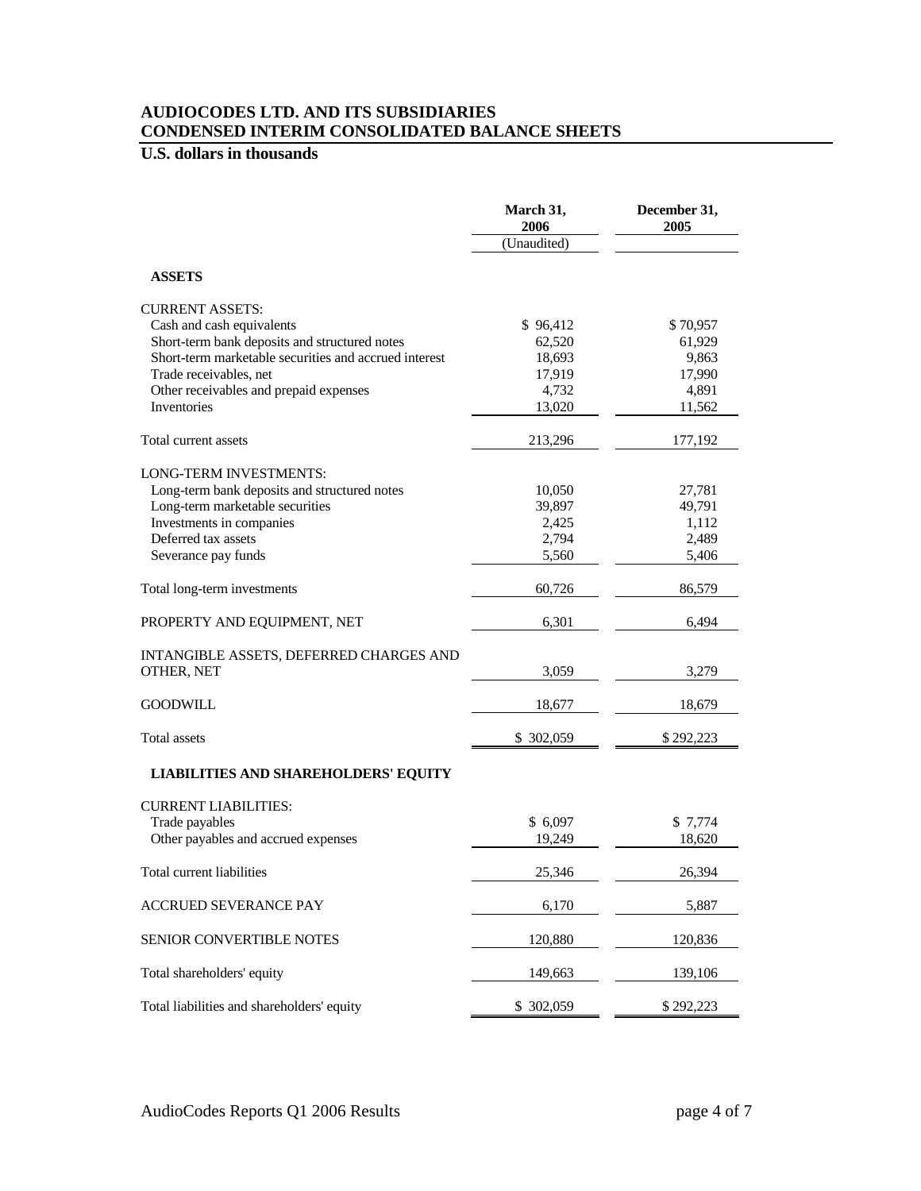# AUDIOCODES LTD. AND ITS SUBSIDIARIES
## CONDENSED INTERIM CONSOLIDATED BALANCE SHEETS

**U.S. dollars in thousands**

| | March 31, 2006 | December 31, 2005 |
|---|---|---|
| | (Unaudited) | |
| **ASSETS** | | |
| CURRENT ASSETS: | | |
| Cash and cash equivalents | $ 96,412 | $ 70,957 |
| Short-term bank deposits and structured notes | 62,520 | 61,929 |
| Short-term marketable securities and accrued interest | 18,693 | 9,863 |
| Trade receivables, net | 17,919 | 17,990 |
| Other receivables and prepaid expenses | 4,732 | 4,891 |
| Inventories | 13,020 | 11,562 |
| Total current assets | 213,296 | 177,192 |
| LONG-TERM INVESTMENTS: | | |
| Long-term bank deposits and structured notes | 10,050 | 27,781 |
| Long-term marketable securities | 39,897 | 49,791 |
| Investments in companies | 2,425 | 1,112 |
| Deferred tax assets | 2,794 | 2,489 |
| Severance pay funds | 5,560 | 5,406 |
| Total long-term investments | 60,726 | 86,579 |
| PROPERTY AND EQUIPMENT, NET | 6,301 | 6,494 |
| INTANGIBLE ASSETS, DEFERRED CHARGES AND OTHER, NET | 3,059 | 3,279 |
| GOODWILL | 18,677 | 18,679 |
| Total assets | $ 302,059 | $ 292,223 |
| **LIABILITIES AND SHAREHOLDERS' EQUITY** | | |
| CURRENT LIABILITIES: | | |
| Trade payables | $ 6,097 | $ 7,774 |
| Other payables and accrued expenses | 19,249 | 18,620 |
| Total current liabilities | 25,346 | 26,394 |
| ACCRUED SEVERANCE PAY | 6,170 | 5,887 |
| SENIOR CONVERTIBLE NOTES | 120,880 | 120,836 |
| Total shareholders' equity | 149,663 | 139,106 |
| Total liabilities and shareholders' equity | $ 302,059 | $ 292,223 |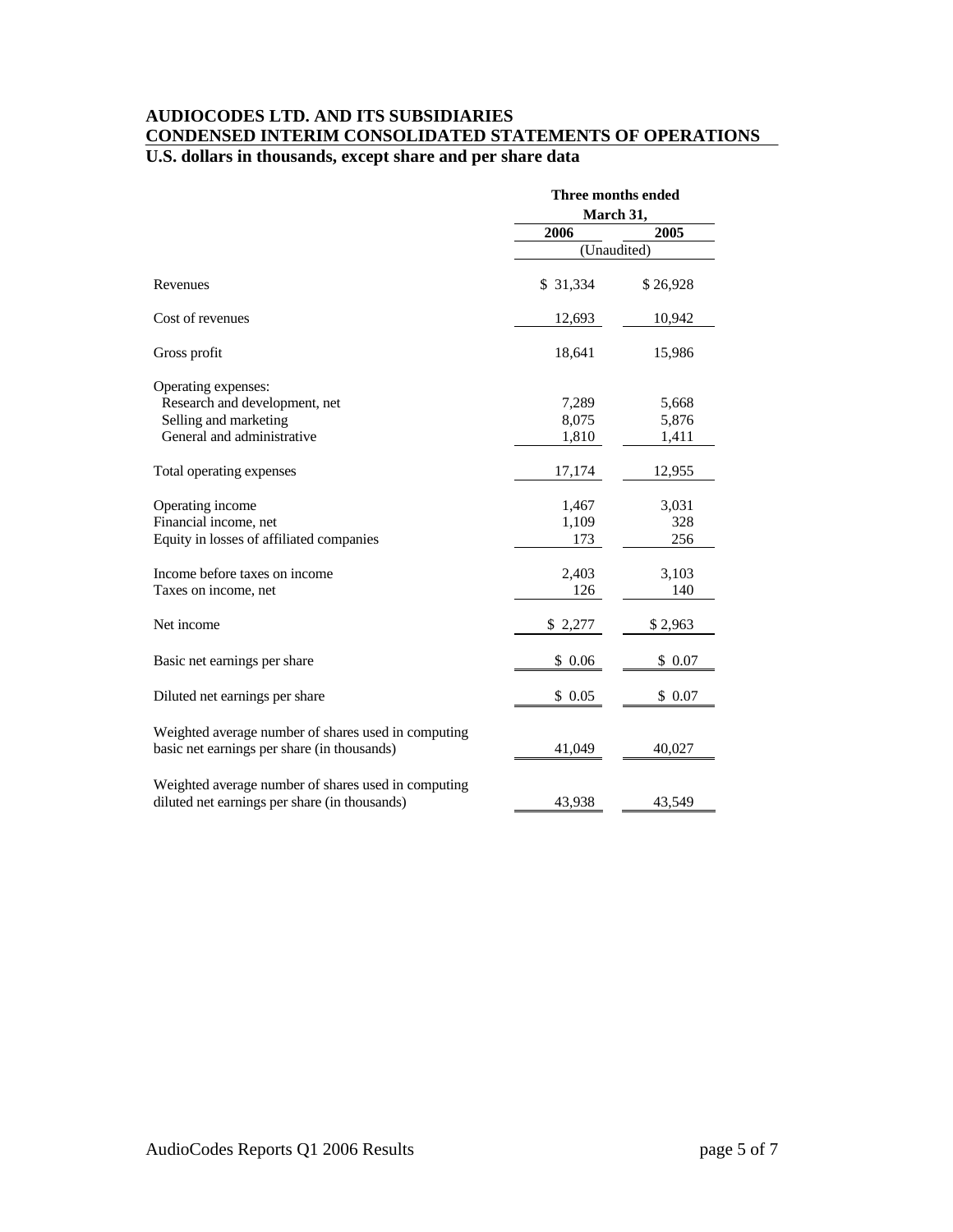**AUDIOCODES LTD. AND ITS SUBSIDIARIES**

**CONDENSED INTERIM CONSOLIDATED STATEMENTS OF OPERATIONS**

**U.S. dollars in thousands, except share and per share data**

| | Three months ended March 31, | |
|---|---|---|
| | 2006 | 2005 |
| | (Unaudited) | |
| Revenues | $ 31,334 | $ 26,928 |
| Cost of revenues | 12,693 | 10,942 |
| Gross profit | 18,641 | 15,986 |
| Operating expenses: | | |
| Research and development, net | 7,289 | 5,668 |
| Selling and marketing | 8,075 | 5,876 |
| General and administrative | 1,810 | 1,411 |
| Total operating expenses | 17,174 | 12,955 |
| Operating income | 1,467 | 3,031 |
| Financial income, net | 1,109 | 328 |
| Equity in losses of affiliated companies | 173 | 256 |
| Income before taxes on income | 2,403 | 3,103 |
| Taxes on income, net | 126 | 140 |
| Net income | $ 2,277 | $ 2,963 |
| Basic net earnings per share | $ 0.06 | $ 0.07 |
| Diluted net earnings per share | $ 0.05 | $ 0.07 |
| Weighted average number of shares used in computing basic net earnings per share (in thousands) | 41,049 | 40,027 |
| Weighted average number of shares used in computing diluted net earnings per share (in thousands) | 43,938 | 43,549 |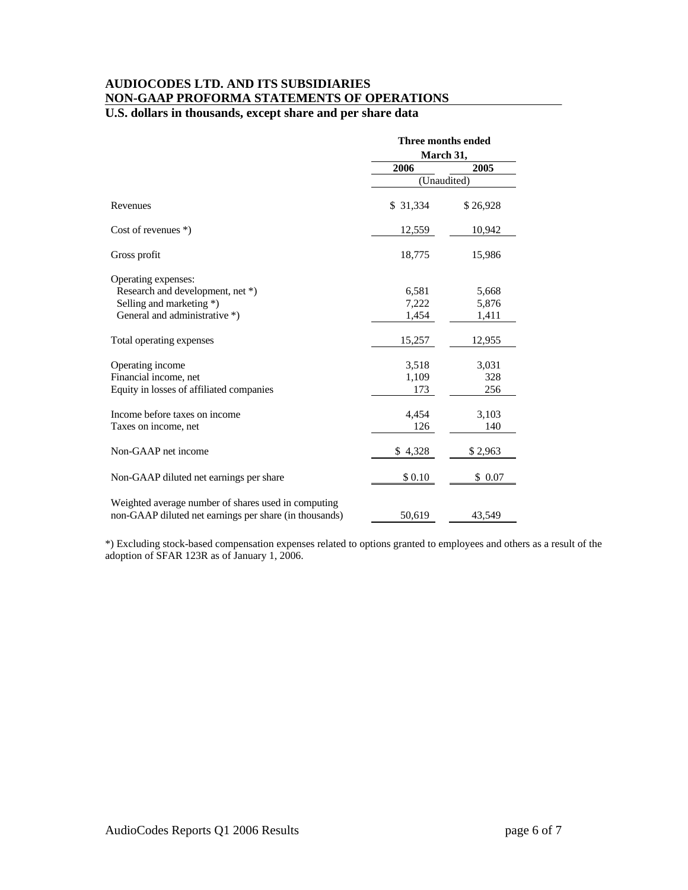**AUDIOCODES LTD. AND ITS SUBSIDIARIES**
**NON-GAAP PROFORMA STATEMENTS OF OPERATIONS**
**U.S. dollars in thousands, except share and per share data**

| | Three months ended March 31, | |
|---|---|---|
| | 2006 | 2005 |
| | (Unaudited) | |
| Revenues | $ 31,334 | $ 26,928 |
| Cost of revenues *) | 12,559 | 10,942 |
| Gross profit | 18,775 | 15,986 |
| Operating expenses: | | |
| Research and development, net *) | 6,581 | 5,668 |
| Selling and marketing *) | 7,222 | 5,876 |
| General and administrative *) | 1,454 | 1,411 |
| Total operating expenses | 15,257 | 12,955 |
| Operating income | 3,518 | 3,031 |
| Financial income, net | 1,109 | 328 |
| Equity in losses of affiliated companies | 173 | 256 |
| Income before taxes on income | 4,454 | 3,103 |
| Taxes on income, net | 126 | 140 |
| Non-GAAP net income | $ 4,328 | $ 2,963 |
| Non-GAAP diluted net earnings per share | $ 0.10 | $ 0.07 |
| Weighted average number of shares used in computing non-GAAP diluted net earnings per share (in thousands) | 50,619 | 43,549 |

*) Excluding stock-based compensation expenses related to options granted to employees and others as a result of the adoption of SFAR 123R as of January 1, 2006.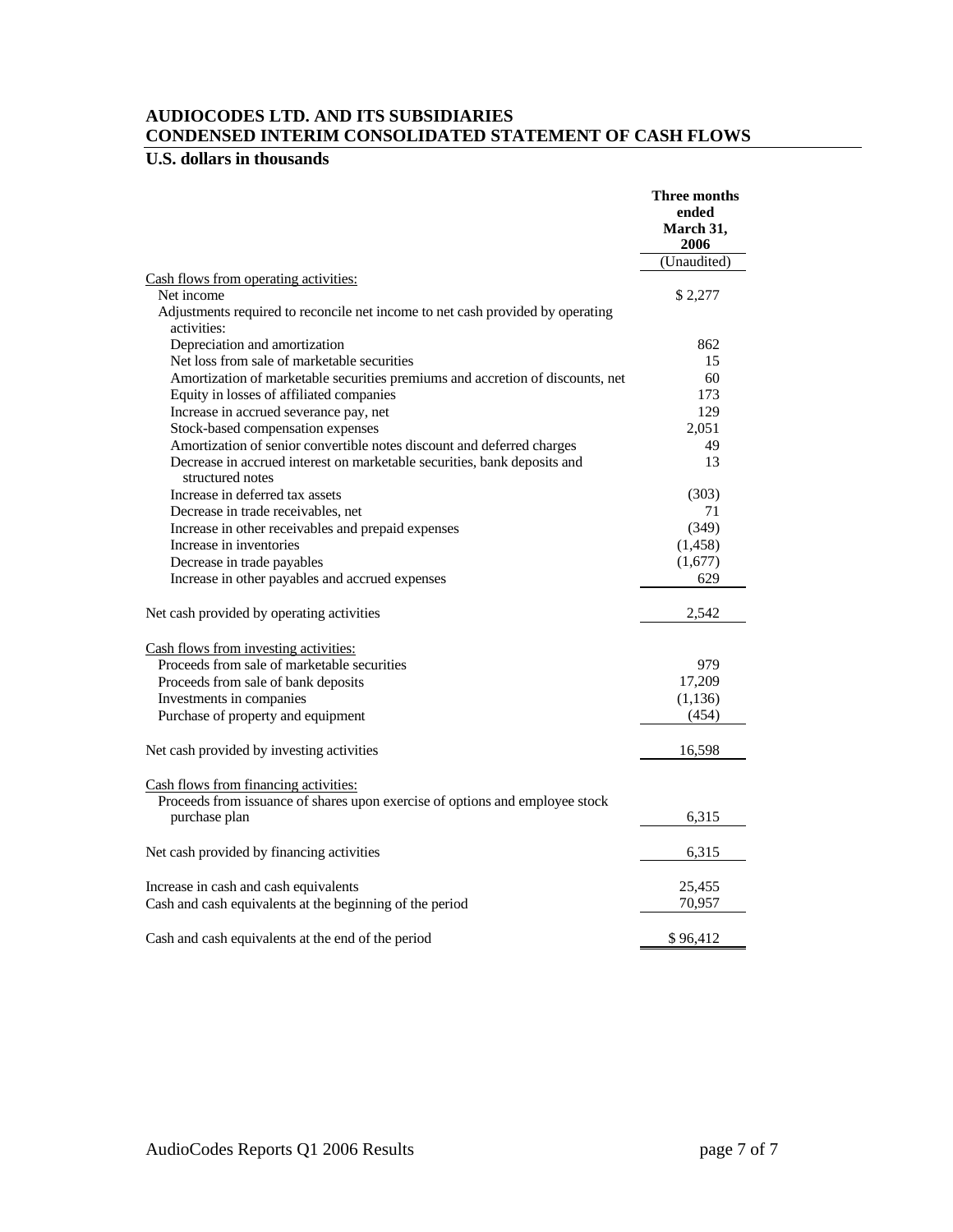**AUDIOCODES LTD. AND ITS SUBSIDIARIES**
**CONDENSED INTERIM CONSOLIDATED STATEMENT OF CASH FLOWS**

**U.S. dollars in thousands**

| | Three months ended March 31, 2006 |
|---|---|
| | (Unaudited) |
| Cash flows from operating activities: | |
| Net income | $ 2,277 |
| Adjustments required to reconcile net income to net cash provided by operating activities: | |
| Depreciation and amortization | 862 |
| Net loss from sale of marketable securities | 15 |
| Amortization of marketable securities premiums and accretion of discounts, net | 60 |
| Equity in losses of affiliated companies | 173 |
| Increase in accrued severance pay, net | 129 |
| Stock-based compensation expenses | 2,051 |
| Amortization of senior convertible notes discount and deferred charges | 49 |
| Decrease in accrued interest on marketable securities, bank deposits and structured notes | 13 |
| Increase in deferred tax assets | (303) |
| Decrease in trade receivables, net | 71 |
| Increase in other receivables and prepaid expenses | (349) |
| Increase in inventories | (1,458) |
| Decrease in trade payables | (1,677) |
| Increase in other payables and accrued expenses | 629 |
| Net cash provided by operating activities | 2,542 |
| Cash flows from investing activities: | |
| Proceeds from sale of marketable securities | 979 |
| Proceeds from sale of bank deposits | 17,209 |
| Investments in companies | (1,136) |
| Purchase of property and equipment | (454) |
| Net cash provided by investing activities | 16,598 |
| Cash flows from financing activities: | |
| Proceeds from issuance of shares upon exercise of options and employee stock purchase plan | 6,315 |
| Net cash provided by financing activities | 6,315 |
| Increase in cash and cash equivalents | 25,455 |
| Cash and cash equivalents at the beginning of the period | 70,957 |
| Cash and cash equivalents at the end of the period | $ 96,412 |